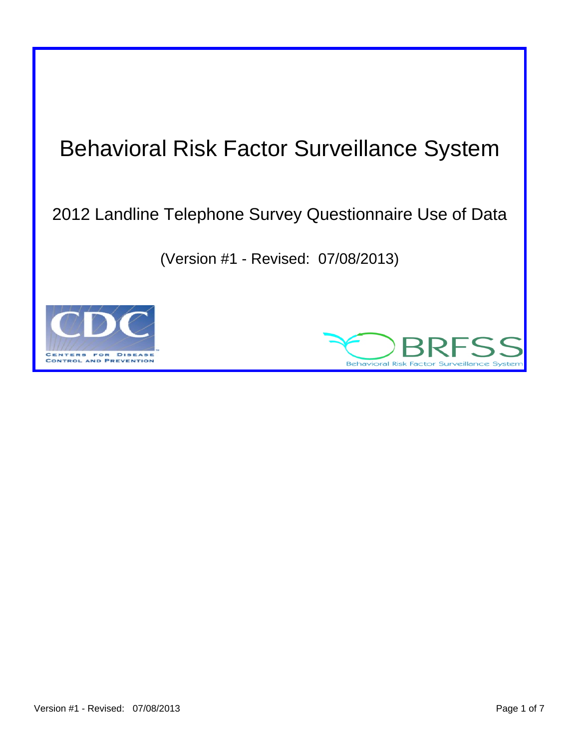# Behavioral Risk Factor Surveillance System

## 2012 Landline Telephone Survey Questionnaire Use of Data

(Version #1 - Revised: 07/08/2013)

CENTERS FOR DISEASE CONTROL AND PREVENTION

BRFSS

Behavioral Risk Factor Surveillance System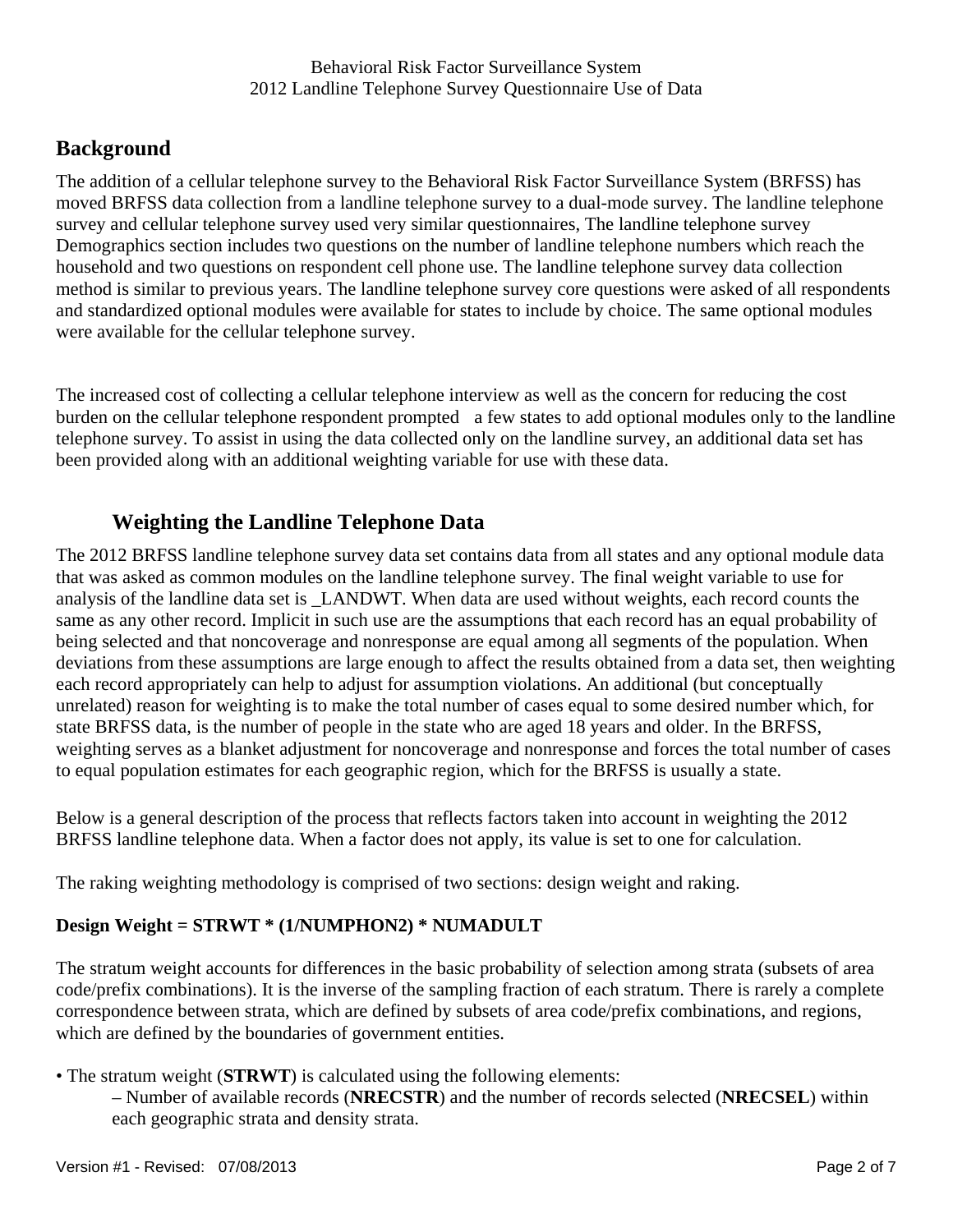## Background

The addition of a cellular telephone survey to the Behavioral Risk Factor Surveillance System (BRFSS) has moved BRFSS data collection from a landline telephone survey to a dual-mode survey. The landline telephone survey and cellular telephone survey used very similar questionnaires, The landline telephone survey Demographics section includes two questions on the number of landline telephone numbers which reach the household and two questions on respondent cell phone use. The landline telephone survey data collection method is similar to previous years. The landline telephone survey core questions were asked of all respondents and standardized optional modules were available for states to include by choice. The same optional modules were available for the cellular telephone survey.

The increased cost of collecting a cellular telephone interview as well as the concern for reducing the cost burden on the cellular telephone respondent prompted a few states to add optional modules only to the landline telephone survey. To assist in using the data collected only on the landline survey, an additional data set has been provided along with an additional weighting variable for use with these data.

### Weighting the Landline Telephone Data

The 2012 BRFSS landline telephone survey data set contains data from all states and any optional module data that was asked as common modules on the landline telephone survey. The final weight variable to use for analysis of the landline data set is _LANDWT. When data are used without weights, each record counts the same as any other record. Implicit in such use are the assumptions that each record has an equal probability of being selected and that noncoverage and nonresponse are equal among all segments of the population. When deviations from these assumptions are large enough to affect the results obtained from a data set, then weighting each record appropriately can help to adjust for assumption violations. An additional (but conceptually unrelated) reason for weighting is to make the total number of cases equal to some desired number which, for state BRFSS data, is the number of people in the state who are aged 18 years and older. In the BRFSS, weighting serves as a blanket adjustment for noncoverage and nonresponse and forces the total number of cases to equal population estimates for each geographic region, which for the BRFSS is usually a state.

Below is a general description of the process that reflects factors taken into account in weighting the 2012 BRFSS landline telephone data. When a factor does not apply, its value is set to one for calculation.

The raking weighting methodology is comprised of two sections: design weight and raking.

**Design Weight = STRWT * (1/NUMPHON2) * NUMADULT**

The stratum weight accounts for differences in the basic probability of selection among strata (subsets of area code/prefix combinations). It is the inverse of the sampling fraction of each stratum. There is rarely a complete correspondence between strata, which are defined by subsets of area code/prefix combinations, and regions, which are defined by the boundaries of government entities.

- The stratum weight (**STRWT**) is calculated using the following elements:
  - Number of available records (**NRECSTR**) and the number of records selected (**NRECSEL**) within each geographic strata and density strata.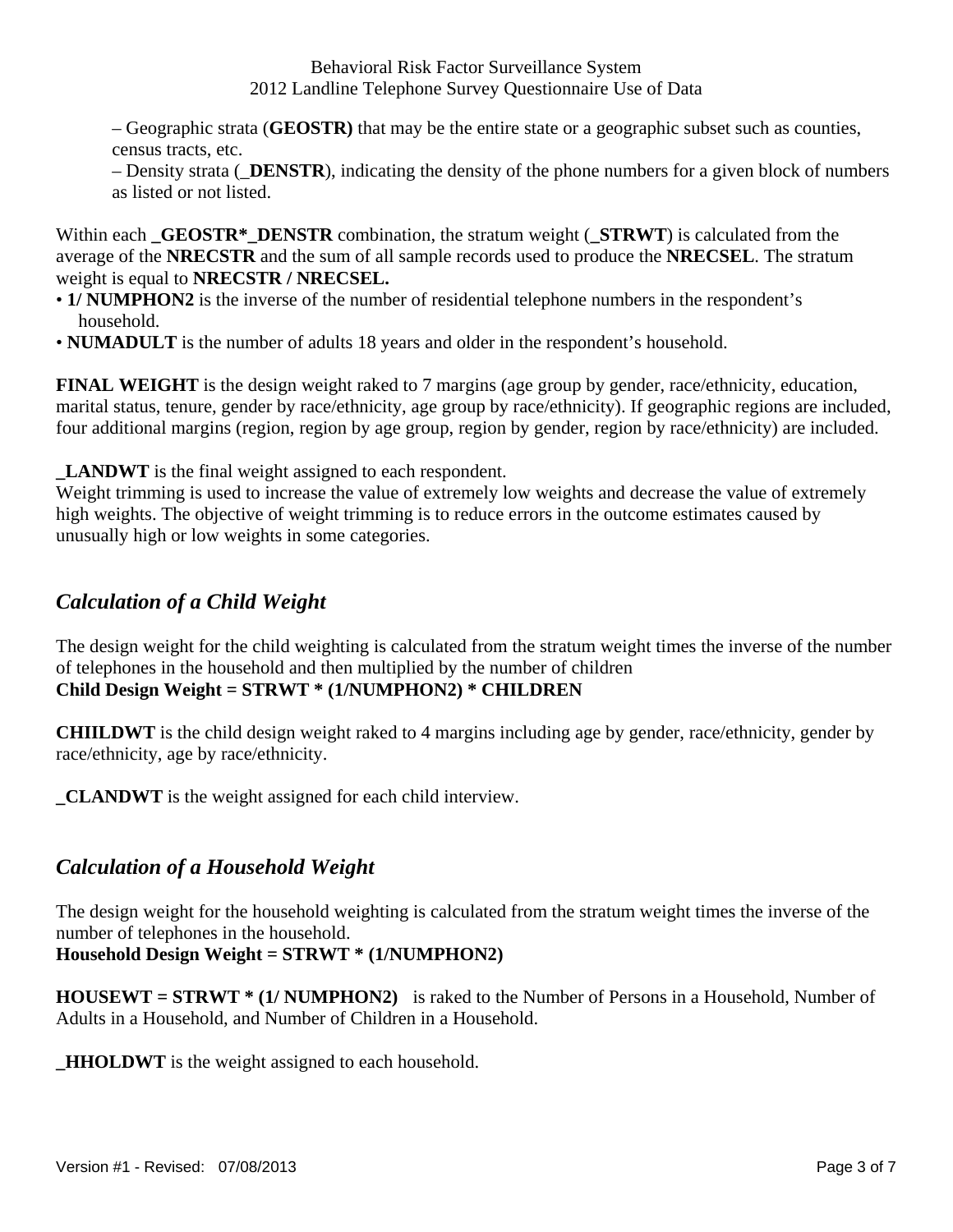– Geographic strata (**GEOSTR)** that may be the entire state or a geographic subset such as counties, census tracts, etc.

– Density strata (**_DENSTR**), indicating the density of the phone numbers for a given block of numbers as listed or not listed.

Within each **_GEOSTR*_DENSTR** combination, the stratum weight (**_STRWT**) is calculated from the average of the **NRECSTR** and the sum of all sample records used to produce the **NRECSEL**. The stratum weight is equal to **NRECSTR / NRECSEL.**

- **1/ NUMPHON2** is the inverse of the number of residential telephone numbers in the respondent's household.
- **NUMADULT** is the number of adults 18 years and older in the respondent's household.

**FINAL WEIGHT** is the design weight raked to 7 margins (age group by gender, race/ethnicity, education, marital status, tenure, gender by race/ethnicity, age group by race/ethnicity). If geographic regions are included, four additional margins (region, region by age group, region by gender, region by race/ethnicity) are included.

**_LANDWT** is the final weight assigned to each respondent.
Weight trimming is used to increase the value of extremely low weights and decrease the value of extremely high weights. The objective of weight trimming is to reduce errors in the outcome estimates caused by unusually high or low weights in some categories.

## *Calculation of a Child Weight*

The design weight for the child weighting is calculated from the stratum weight times the inverse of the number of telephones in the household and then multiplied by the number of children
**Child Design Weight = STRWT * (1/NUMPHON2) * CHILDREN**

**CHIILDWT** is the child design weight raked to 4 margins including age by gender, race/ethnicity, gender by race/ethnicity, age by race/ethnicity.

**_CLANDWT** is the weight assigned for each child interview.

## *Calculation of a Household Weight*

The design weight for the household weighting is calculated from the stratum weight times the inverse of the number of telephones in the household.
**Household Design Weight = STRWT * (1/NUMPHON2)**

**HOUSEWT = STRWT * (1/ NUMPHON2)** is raked to the Number of Persons in a Household, Number of Adults in a Household, and Number of Children in a Household.

**_HHOLDWT** is the weight assigned to each household.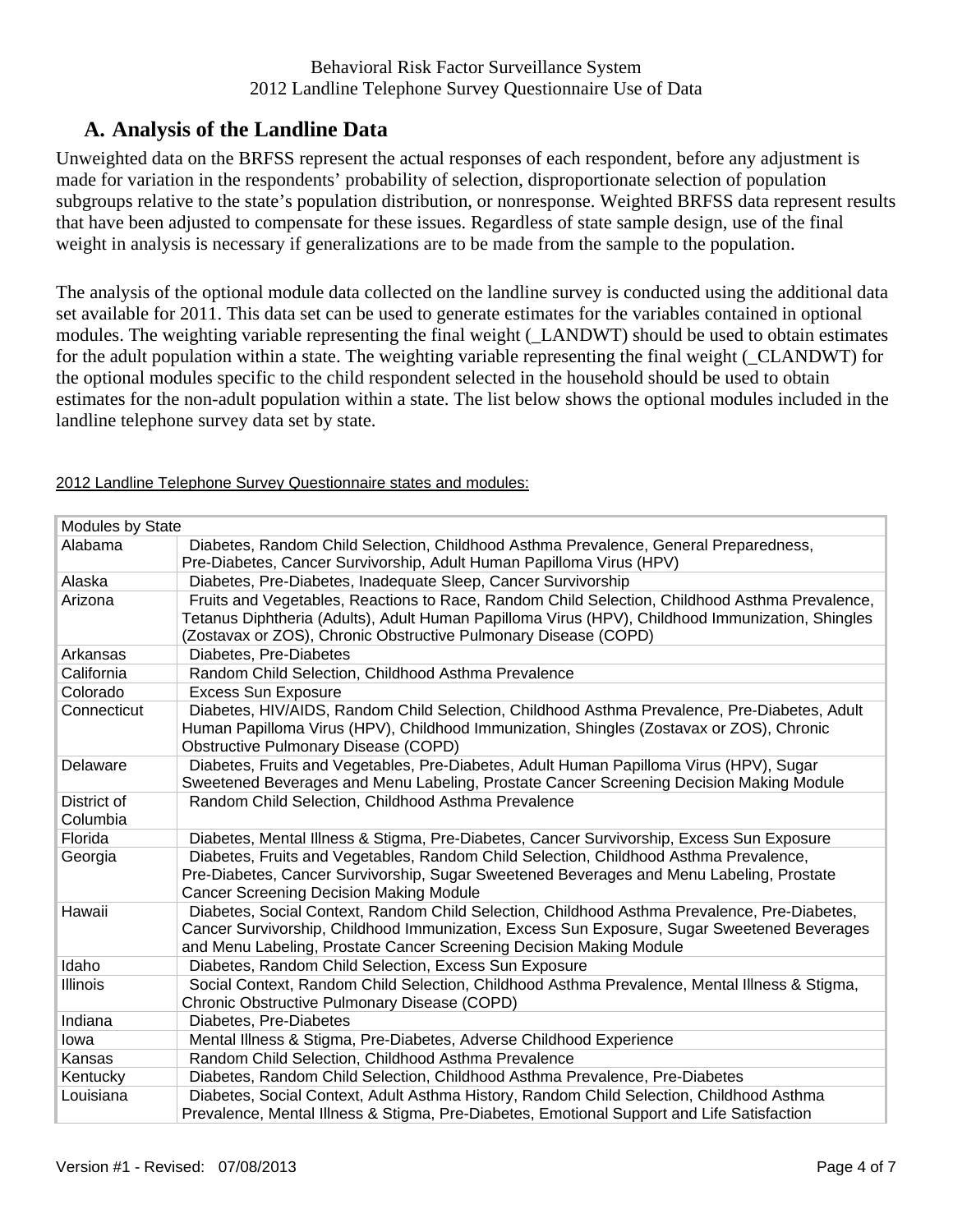## A. Analysis of the Landline Data

Unweighted data on the BRFSS represent the actual responses of each respondent, before any adjustment is made for variation in the respondents' probability of selection, disproportionate selection of population subgroups relative to the state's population distribution, or nonresponse. Weighted BRFSS data represent results that have been adjusted to compensate for these issues. Regardless of state sample design, use of the final weight in analysis is necessary if generalizations are to be made from the sample to the population.

The analysis of the optional module data collected on the landline survey is conducted using the additional data set available for 2011. This data set can be used to generate estimates for the variables contained in optional modules. The weighting variable representing the final weight (_LANDWT) should be used to obtain estimates for the adult population within a state. The weighting variable representing the final weight (_CLANDWT) for the optional modules specific to the child respondent selected in the household should be used to obtain estimates for the non-adult population within a state. The list below shows the optional modules included in the landline telephone survey data set by state.

2012 Landline Telephone Survey Questionnaire states and modules:

| Modules by State | |
|---|---|
| Alabama | Diabetes, Random Child Selection, Childhood Asthma Prevalence, General Preparedness, Pre-Diabetes, Cancer Survivorship, Adult Human Papilloma Virus (HPV) |
| Alaska | Diabetes, Pre-Diabetes, Inadequate Sleep, Cancer Survivorship |
| Arizona | Fruits and Vegetables, Reactions to Race, Random Child Selection, Childhood Asthma Prevalence, Tetanus Diphtheria (Adults), Adult Human Papilloma Virus (HPV), Childhood Immunization, Shingles (Zostavax or ZOS), Chronic Obstructive Pulmonary Disease (COPD) |
| Arkansas | Diabetes, Pre-Diabetes |
| California | Random Child Selection, Childhood Asthma Prevalence |
| Colorado | Excess Sun Exposure |
| Connecticut | Diabetes, HIV/AIDS, Random Child Selection, Childhood Asthma Prevalence, Pre-Diabetes, Adult Human Papilloma Virus (HPV), Childhood Immunization, Shingles (Zostavax or ZOS), Chronic Obstructive Pulmonary Disease (COPD) |
| Delaware | Diabetes, Fruits and Vegetables, Pre-Diabetes, Adult Human Papilloma Virus (HPV), Sugar Sweetened Beverages and Menu Labeling, Prostate Cancer Screening Decision Making Module |
| District of Columbia | Random Child Selection, Childhood Asthma Prevalence |
| Florida | Diabetes, Mental Illness & Stigma, Pre-Diabetes, Cancer Survivorship, Excess Sun Exposure |
| Georgia | Diabetes, Fruits and Vegetables, Random Child Selection, Childhood Asthma Prevalence, Pre-Diabetes, Cancer Survivorship, Sugar Sweetened Beverages and Menu Labeling, Prostate Cancer Screening Decision Making Module |
| Hawaii | Diabetes, Social Context, Random Child Selection, Childhood Asthma Prevalence, Pre-Diabetes, Cancer Survivorship, Childhood Immunization, Excess Sun Exposure, Sugar Sweetened Beverages and Menu Labeling, Prostate Cancer Screening Decision Making Module |
| Idaho | Diabetes, Random Child Selection, Excess Sun Exposure |
| Illinois | Social Context, Random Child Selection, Childhood Asthma Prevalence, Mental Illness & Stigma, Chronic Obstructive Pulmonary Disease (COPD) |
| Indiana | Diabetes, Pre-Diabetes |
| Iowa | Mental Illness & Stigma, Pre-Diabetes, Adverse Childhood Experience |
| Kansas | Random Child Selection, Childhood Asthma Prevalence |
| Kentucky | Diabetes, Random Child Selection, Childhood Asthma Prevalence, Pre-Diabetes |
| Louisiana | Diabetes, Social Context, Adult Asthma History, Random Child Selection, Childhood Asthma Prevalence, Mental Illness & Stigma, Pre-Diabetes, Emotional Support and Life Satisfaction |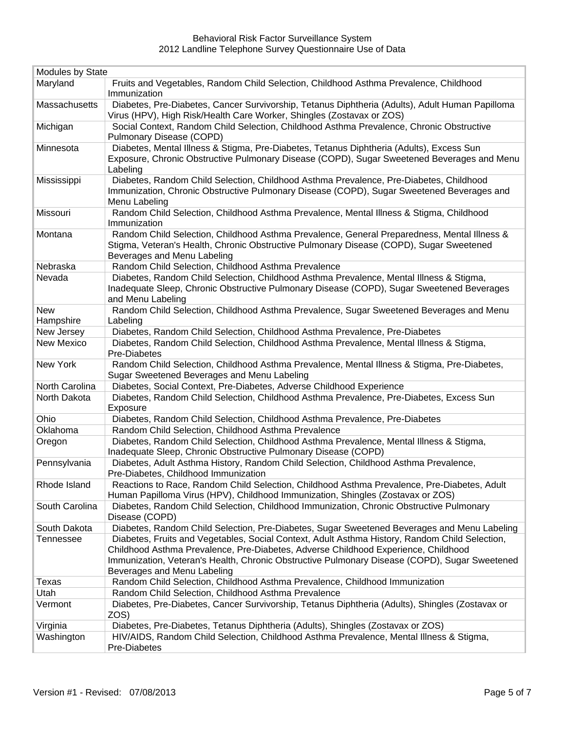| Modules by State | |
|---|---|
| Maryland | Fruits and Vegetables, Random Child Selection, Childhood Asthma Prevalence, Childhood Immunization |
| Massachusetts | Diabetes, Pre-Diabetes, Cancer Survivorship, Tetanus Diphtheria (Adults), Adult Human Papilloma Virus (HPV), High Risk/Health Care Worker, Shingles (Zostavax or ZOS) |
| Michigan | Social Context, Random Child Selection, Childhood Asthma Prevalence, Chronic Obstructive Pulmonary Disease (COPD) |
| Minnesota | Diabetes, Mental Illness & Stigma, Pre-Diabetes, Tetanus Diphtheria (Adults), Excess Sun Exposure, Chronic Obstructive Pulmonary Disease (COPD), Sugar Sweetened Beverages and Menu Labeling |
| Mississippi | Diabetes, Random Child Selection, Childhood Asthma Prevalence, Pre-Diabetes, Childhood Immunization, Chronic Obstructive Pulmonary Disease (COPD), Sugar Sweetened Beverages and Menu Labeling |
| Missouri | Random Child Selection, Childhood Asthma Prevalence, Mental Illness & Stigma, Childhood Immunization |
| Montana | Random Child Selection, Childhood Asthma Prevalence, General Preparedness, Mental Illness & Stigma, Veteran's Health, Chronic Obstructive Pulmonary Disease (COPD), Sugar Sweetened Beverages and Menu Labeling |
| Nebraska | Random Child Selection, Childhood Asthma Prevalence |
| Nevada | Diabetes, Random Child Selection, Childhood Asthma Prevalence, Mental Illness & Stigma, Inadequate Sleep, Chronic Obstructive Pulmonary Disease (COPD), Sugar Sweetened Beverages and Menu Labeling |
| New Hampshire | Random Child Selection, Childhood Asthma Prevalence, Sugar Sweetened Beverages and Menu Labeling |
| New Jersey | Diabetes, Random Child Selection, Childhood Asthma Prevalence, Pre-Diabetes |
| New Mexico | Diabetes, Random Child Selection, Childhood Asthma Prevalence, Mental Illness & Stigma, Pre-Diabetes |
| New York | Random Child Selection, Childhood Asthma Prevalence, Mental Illness & Stigma, Pre-Diabetes, Sugar Sweetened Beverages and Menu Labeling |
| North Carolina | Diabetes, Social Context, Pre-Diabetes, Adverse Childhood Experience |
| North Dakota | Diabetes, Random Child Selection, Childhood Asthma Prevalence, Pre-Diabetes, Excess Sun Exposure |
| Ohio | Diabetes, Random Child Selection, Childhood Asthma Prevalence, Pre-Diabetes |
| Oklahoma | Random Child Selection, Childhood Asthma Prevalence |
| Oregon | Diabetes, Random Child Selection, Childhood Asthma Prevalence, Mental Illness & Stigma, Inadequate Sleep, Chronic Obstructive Pulmonary Disease (COPD) |
| Pennsylvania | Diabetes, Adult Asthma History, Random Child Selection, Childhood Asthma Prevalence, Pre-Diabetes, Childhood Immunization |
| Rhode Island | Reactions to Race, Random Child Selection, Childhood Asthma Prevalence, Pre-Diabetes, Adult Human Papilloma Virus (HPV), Childhood Immunization, Shingles (Zostavax or ZOS) |
| South Carolina | Diabetes, Random Child Selection, Childhood Immunization, Chronic Obstructive Pulmonary Disease (COPD) |
| South Dakota | Diabetes, Random Child Selection, Pre-Diabetes, Sugar Sweetened Beverages and Menu Labeling |
| Tennessee | Diabetes, Fruits and Vegetables, Social Context, Adult Asthma History, Random Child Selection, Childhood Asthma Prevalence, Pre-Diabetes, Adverse Childhood Experience, Childhood Immunization, Veteran's Health, Chronic Obstructive Pulmonary Disease (COPD), Sugar Sweetened Beverages and Menu Labeling |
| Texas | Random Child Selection, Childhood Asthma Prevalence, Childhood Immunization |
| Utah | Random Child Selection, Childhood Asthma Prevalence |
| Vermont | Diabetes, Pre-Diabetes, Cancer Survivorship, Tetanus Diphtheria (Adults), Shingles (Zostavax or ZOS) |
| Virginia | Diabetes, Pre-Diabetes, Tetanus Diphtheria (Adults), Shingles (Zostavax or ZOS) |
| Washington | HIV/AIDS, Random Child Selection, Childhood Asthma Prevalence, Mental Illness & Stigma, Pre-Diabetes |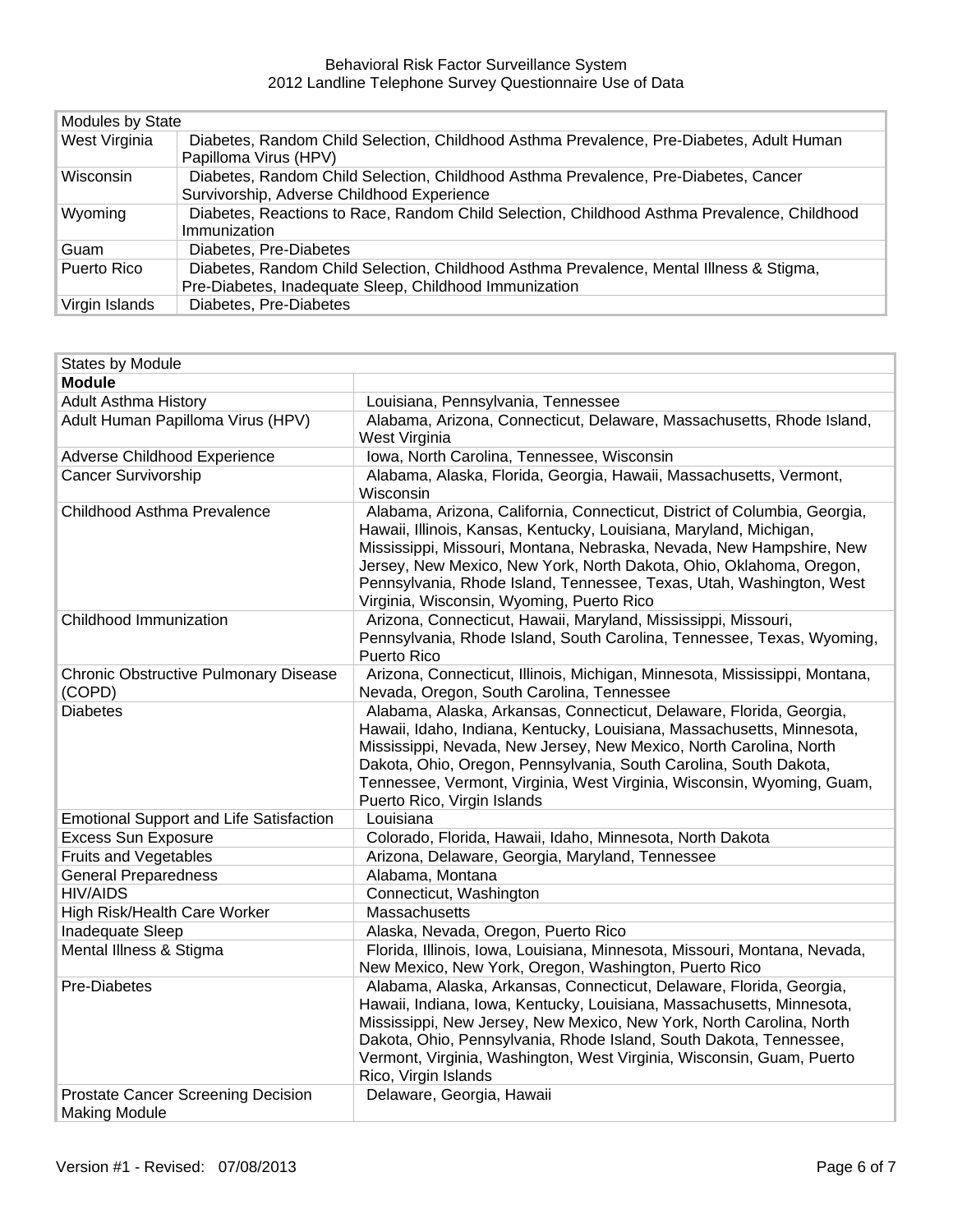| Modules by State | |
|---|---|
| West Virginia | Diabetes, Random Child Selection, Childhood Asthma Prevalence, Pre-Diabetes, Adult Human Papilloma Virus (HPV) |
| Wisconsin | Diabetes, Random Child Selection, Childhood Asthma Prevalence, Pre-Diabetes, Cancer Survivorship, Adverse Childhood Experience |
| Wyoming | Diabetes, Reactions to Race, Random Child Selection, Childhood Asthma Prevalence, Childhood Immunization |
| Guam | Diabetes, Pre-Diabetes |
| Puerto Rico | Diabetes, Random Child Selection, Childhood Asthma Prevalence, Mental Illness & Stigma, Pre-Diabetes, Inadequate Sleep, Childhood Immunization |
| Virgin Islands | Diabetes, Pre-Diabetes |

| States by Module | |
|---|---|
| **Module** | |
| Adult Asthma History | Louisiana, Pennsylvania, Tennessee |
| Adult Human Papilloma Virus (HPV) | Alabama, Arizona, Connecticut, Delaware, Massachusetts, Rhode Island, West Virginia |
| Adverse Childhood Experience | Iowa, North Carolina, Tennessee, Wisconsin |
| Cancer Survivorship | Alabama, Alaska, Florida, Georgia, Hawaii, Massachusetts, Vermont, Wisconsin |
| Childhood Asthma Prevalence | Alabama, Arizona, California, Connecticut, District of Columbia, Georgia, Hawaii, Illinois, Kansas, Kentucky, Louisiana, Maryland, Michigan, Mississippi, Missouri, Montana, Nebraska, Nevada, New Hampshire, New Jersey, New Mexico, New York, North Dakota, Ohio, Oklahoma, Oregon, Pennsylvania, Rhode Island, Tennessee, Texas, Utah, Washington, West Virginia, Wisconsin, Wyoming, Puerto Rico |
| Childhood Immunization | Arizona, Connecticut, Hawaii, Maryland, Mississippi, Missouri, Pennsylvania, Rhode Island, South Carolina, Tennessee, Texas, Wyoming, Puerto Rico |
| Chronic Obstructive Pulmonary Disease (COPD) | Arizona, Connecticut, Illinois, Michigan, Minnesota, Mississippi, Montana, Nevada, Oregon, South Carolina, Tennessee |
| Diabetes | Alabama, Alaska, Arkansas, Connecticut, Delaware, Florida, Georgia, Hawaii, Idaho, Indiana, Kentucky, Louisiana, Massachusetts, Minnesota, Mississippi, Nevada, New Jersey, New Mexico, North Carolina, North Dakota, Ohio, Oregon, Pennsylvania, South Carolina, South Dakota, Tennessee, Vermont, Virginia, West Virginia, Wisconsin, Wyoming, Guam, Puerto Rico, Virgin Islands |
| Emotional Support and Life Satisfaction | Louisiana |
| Excess Sun Exposure | Colorado, Florida, Hawaii, Idaho, Minnesota, North Dakota |
| Fruits and Vegetables | Arizona, Delaware, Georgia, Maryland, Tennessee |
| General Preparedness | Alabama, Montana |
| HIV/AIDS | Connecticut, Washington |
| High Risk/Health Care Worker | Massachusetts |
| Inadequate Sleep | Alaska, Nevada, Oregon, Puerto Rico |
| Mental Illness & Stigma | Florida, Illinois, Iowa, Louisiana, Minnesota, Missouri, Montana, Nevada, New Mexico, New York, Oregon, Washington, Puerto Rico |
| Pre-Diabetes | Alabama, Alaska, Arkansas, Connecticut, Delaware, Florida, Georgia, Hawaii, Indiana, Iowa, Kentucky, Louisiana, Massachusetts, Minnesota, Mississippi, New Jersey, New Mexico, New York, North Carolina, North Dakota, Ohio, Pennsylvania, Rhode Island, South Dakota, Tennessee, Vermont, Virginia, Washington, West Virginia, Wisconsin, Guam, Puerto Rico, Virgin Islands |
| Prostate Cancer Screening Decision Making Module | Delaware, Georgia, Hawaii |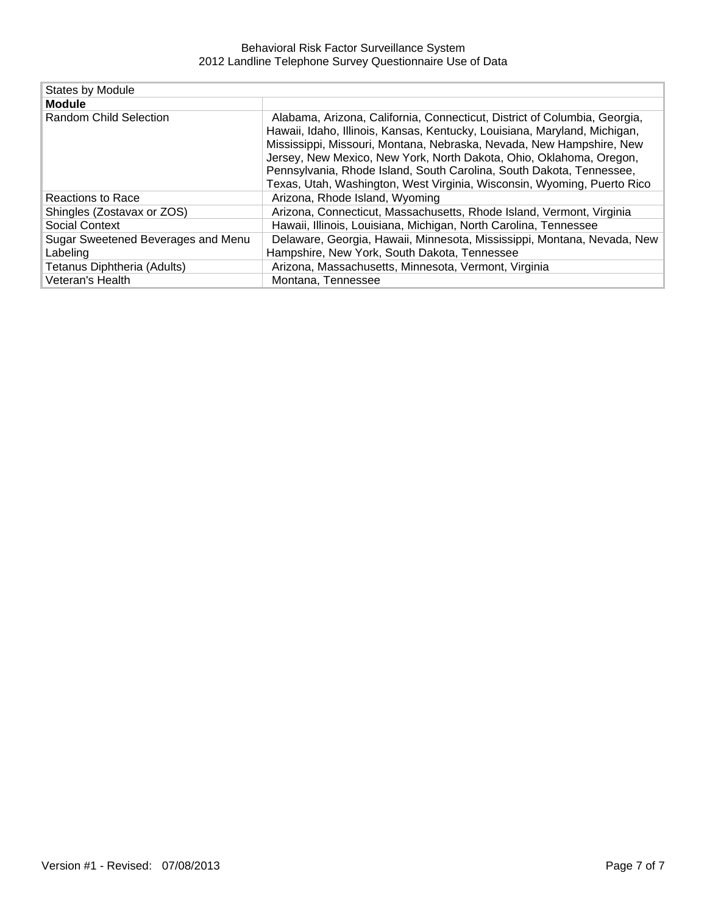| States by Module | |
|---|---|
| **Module** | |
| Random Child Selection | Alabama, Arizona, California, Connecticut, District of Columbia, Georgia, Hawaii, Idaho, Illinois, Kansas, Kentucky, Louisiana, Maryland, Michigan, Mississippi, Missouri, Montana, Nebraska, Nevada, New Hampshire, New Jersey, New Mexico, New York, North Dakota, Ohio, Oklahoma, Oregon, Pennsylvania, Rhode Island, South Carolina, South Dakota, Tennessee, Texas, Utah, Washington, West Virginia, Wisconsin, Wyoming, Puerto Rico |
| Reactions to Race | Arizona, Rhode Island, Wyoming |
| Shingles (Zostavax or ZOS) | Arizona, Connecticut, Massachusetts, Rhode Island, Vermont, Virginia |
| Social Context | Hawaii, Illinois, Louisiana, Michigan, North Carolina, Tennessee |
| Sugar Sweetened Beverages and Menu Labeling | Delaware, Georgia, Hawaii, Minnesota, Mississippi, Montana, Nevada, New Hampshire, New York, South Dakota, Tennessee |
| Tetanus Diphtheria (Adults) | Arizona, Massachusetts, Minnesota, Vermont, Virginia |
| Veteran's Health | Montana, Tennessee |